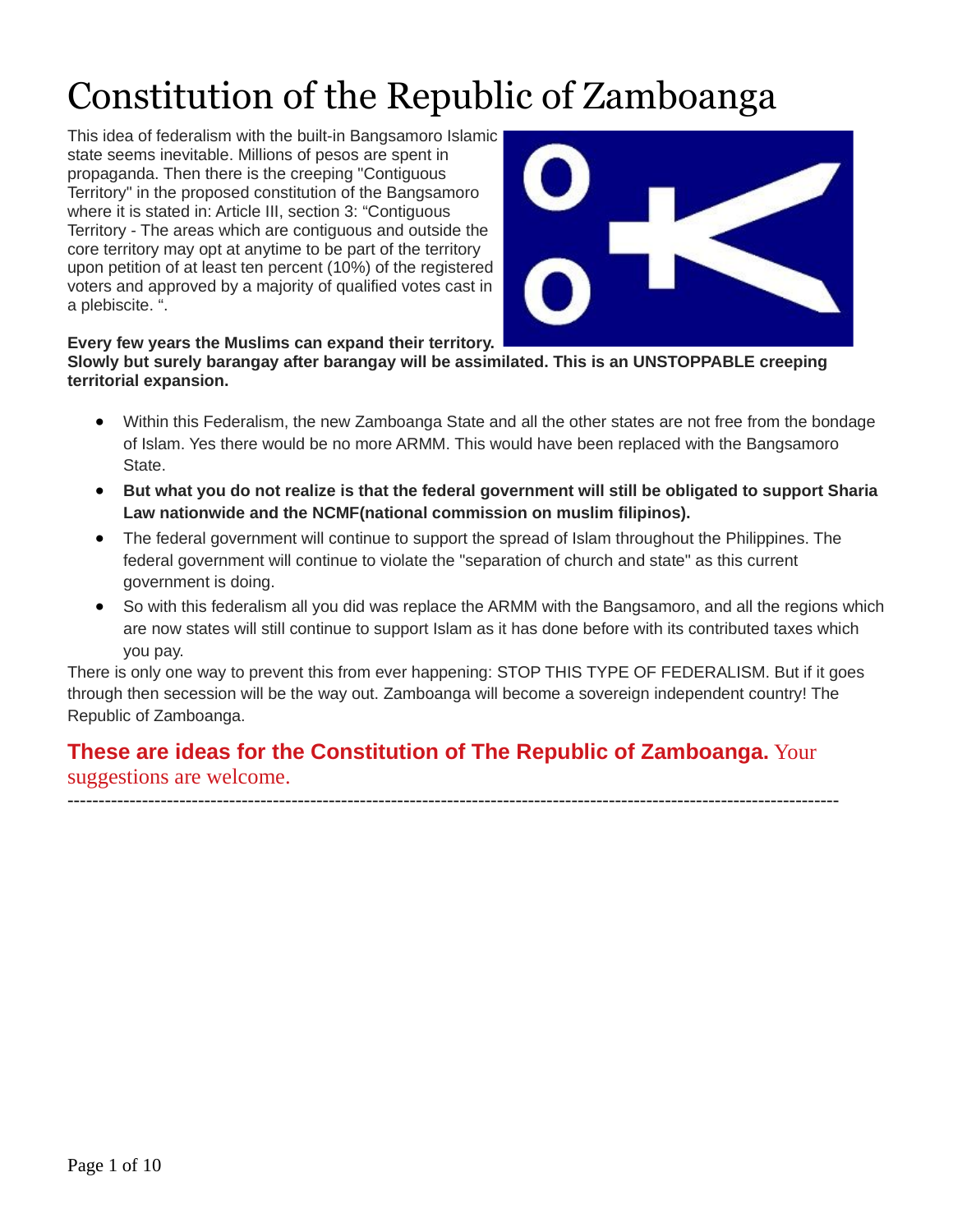# Constitution of the Republic of Zamboanga

This idea of federalism with the built-in Bangsamoro Islamic state seems inevitable. Millions of pesos are spent in propaganda. Then there is the creeping "Contiguous Territory" in the proposed constitution of the Bangsamoro where it is stated in: Article III, section 3: "Contiguous Territory - The areas which are contiguous and outside the core territory may opt at anytime to be part of the territory upon petition of at least ten percent (10%) of the registered voters and approved by a majority of qualified votes cast in a plebiscite. ".

**Every few years the Muslims can expand their territory. Slowly but surely barangay after barangay will be assimilated. This is an UNSTOPPABLE creeping territorial expansion.**

- Within this Federalism, the new Zamboanga State and all the other states are not free from the bondage of Islam. Yes there would be no more ARMM. This would have been replaced with the Bangsamoro State.
- **But what you do not realize is that the federal government will still be obligated to support Sharia Law nationwide and the NCMF(national commission on muslim filipinos).**
- The federal government will continue to support the spread of Islam throughout the Philippines. The federal government will continue to violate the "separation of church and state" as this current government is doing.
- So with this federalism all you did was replace the ARMM with the Bangsamoro, and all the regions which are now states will still continue to support Islam as it has done before with its contributed taxes which you pay.

There is only one way to prevent this from ever happening: STOP THIS TYPE OF FEDERALISM. But if it goes through then secession will be the way out. Zamboanga will become a sovereign independent country! The Republic of Zamboanga.

**These are ideas for the Constitution of The Republic of Zamboanga.** Your suggestions are welcome.

---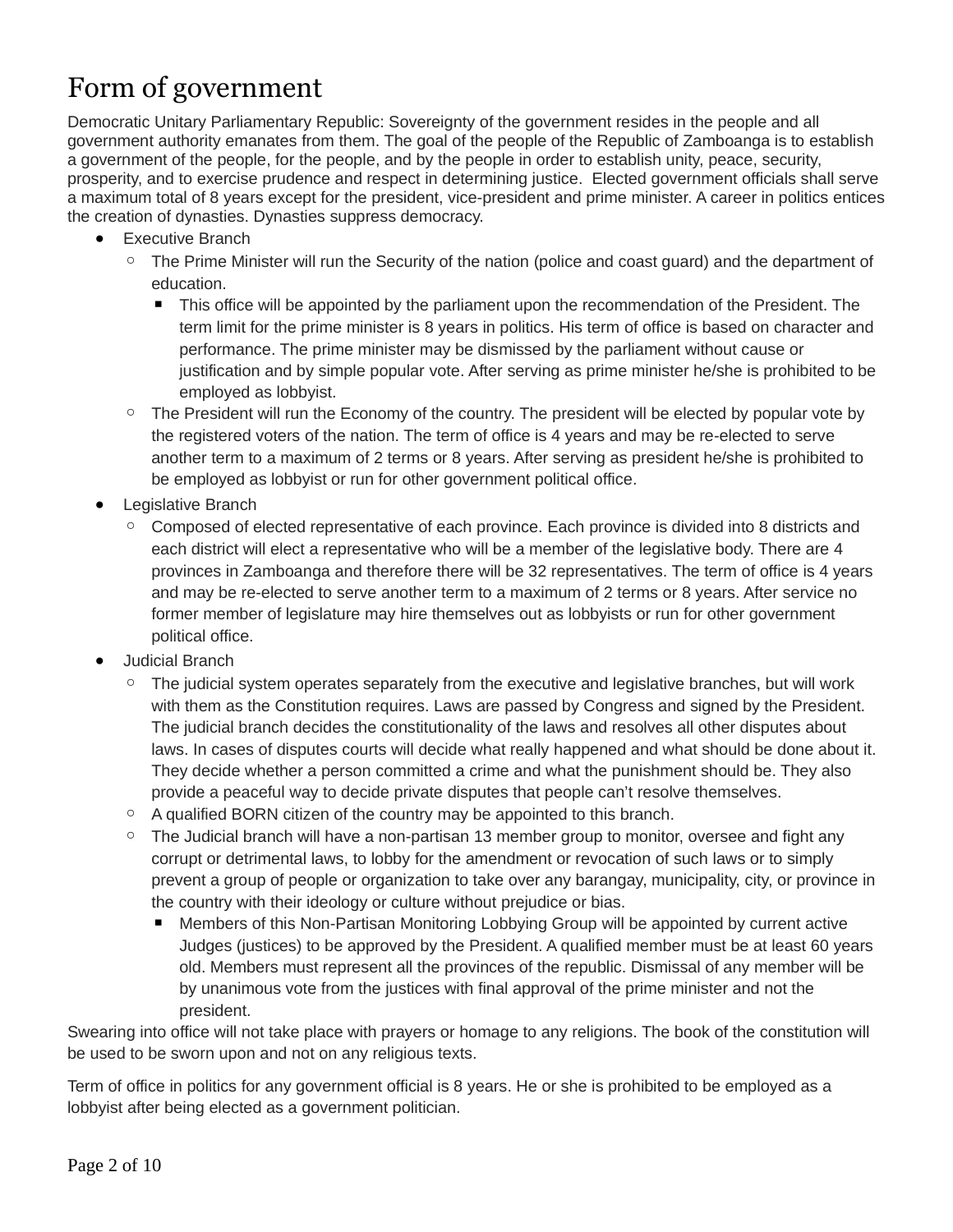# Form of government

Democratic Unitary Parliamentary Republic: Sovereignty of the government resides in the people and all government authority emanates from them. The goal of the people of the Republic of Zamboanga is to establish a government of the people, for the people, and by the people in order to establish unity, peace, security, prosperity, and to exercise prudence and respect in determining justice. Elected government officials shall serve a maximum total of 8 years except for the president, vice-president and prime minister. A career in politics entices the creation of dynasties. Dynasties suppress democracy.

- Executive Branch
  - The Prime Minister will run the Security of the nation (police and coast guard) and the department of education.
    - This office will be appointed by the parliament upon the recommendation of the President. The term limit for the prime minister is 8 years in politics. His term of office is based on character and performance. The prime minister may be dismissed by the parliament without cause or justification and by simple popular vote. After serving as prime minister he/she is prohibited to be employed as lobbyist.
  - The President will run the Economy of the country. The president will be elected by popular vote by the registered voters of the nation. The term of office is 4 years and may be re-elected to serve another term to a maximum of 2 terms or 8 years. After serving as president he/she is prohibited to be employed as lobbyist or run for other government political office.
- Legislative Branch
  - Composed of elected representative of each province. Each province is divided into 8 districts and each district will elect a representative who will be a member of the legislative body. There are 4 provinces in Zamboanga and therefore there will be 32 representatives. The term of office is 4 years and may be re-elected to serve another term to a maximum of 2 terms or 8 years. After service no former member of legislature may hire themselves out as lobbyists or run for other government political office.
- Judicial Branch
  - The judicial system operates separately from the executive and legislative branches, but will work with them as the Constitution requires. Laws are passed by Congress and signed by the President. The judicial branch decides the constitutionality of the laws and resolves all other disputes about laws. In cases of disputes courts will decide what really happened and what should be done about it. They decide whether a person committed a crime and what the punishment should be. They also provide a peaceful way to decide private disputes that people can't resolve themselves.
  - A qualified BORN citizen of the country may be appointed to this branch.
  - The Judicial branch will have a non-partisan 13 member group to monitor, oversee and fight any corrupt or detrimental laws, to lobby for the amendment or revocation of such laws or to simply prevent a group of people or organization to take over any barangay, municipality, city, or province in the country with their ideology or culture without prejudice or bias.
    - Members of this Non-Partisan Monitoring Lobbying Group will be appointed by current active Judges (justices) to be approved by the President. A qualified member must be at least 60 years old. Members must represent all the provinces of the republic. Dismissal of any member will be by unanimous vote from the justices with final approval of the prime minister and not the president.

Swearing into office will not take place with prayers or homage to any religions. The book of the constitution will be used to be sworn upon and not on any religious texts.

Term of office in politics for any government official is 8 years. He or she is prohibited to be employed as a lobbyist after being elected as a government politician.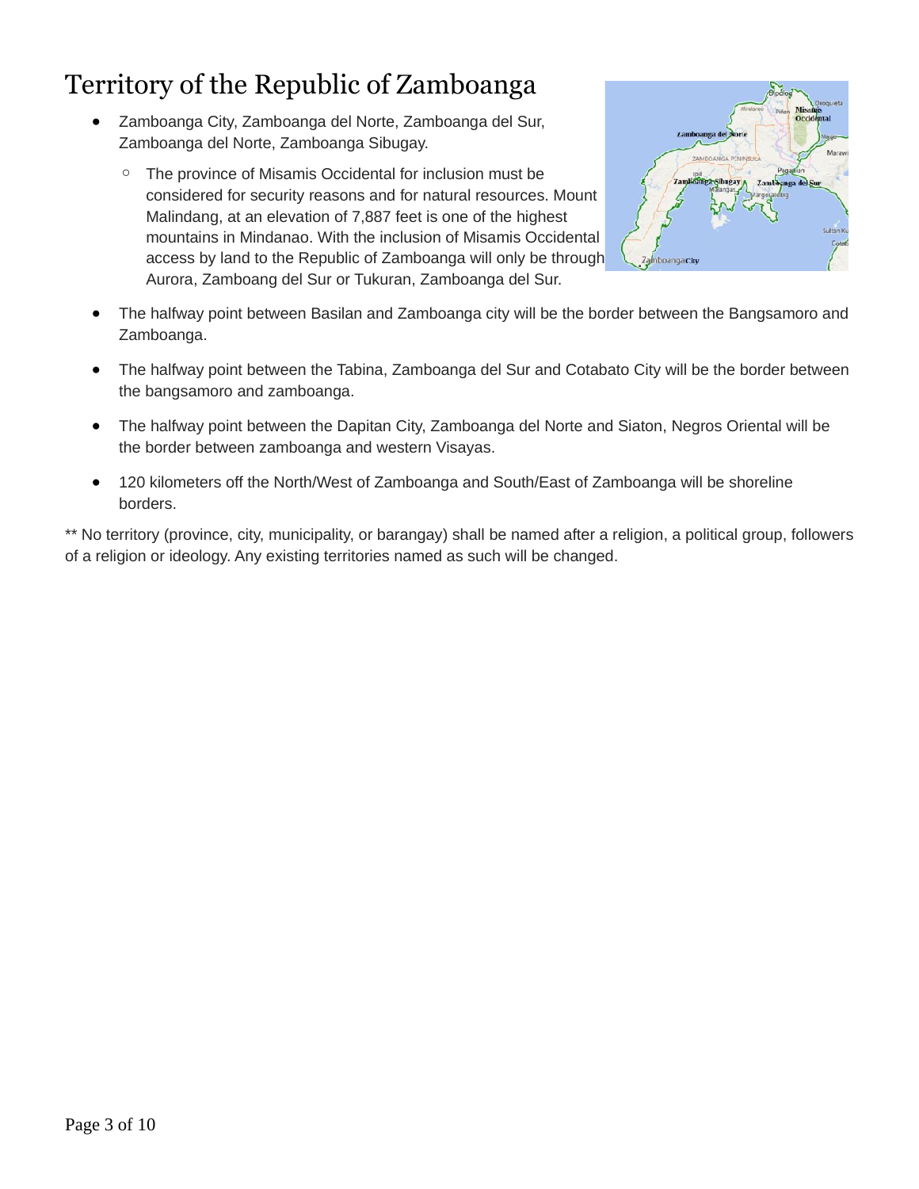# Territory of the Republic of Zamboanga

- Zamboanga City, Zamboanga del Norte, Zamboanga del Sur, Zamboanga del Norte, Zamboanga Sibugay.
  - The province of Misamis Occidental for inclusion must be considered for security reasons and for natural resources. Mount Malindang, at an elevation of 7,887 feet is one of the highest mountains in Mindanao. With the inclusion of Misamis Occidental access by land to the Republic of Zamboanga will only be through Aurora, Zamboang del Sur or Tukuran, Zamboanga del Sur.
- The halfway point between Basilan and Zamboanga city will be the border between the Bangsamoro and Zamboanga.
- The halfway point between the Tabina, Zamboanga del Sur and Cotabato City will be the border between the bangsamoro and zamboanga.
- The halfway point between the Dapitan City, Zamboanga del Norte and Siaton, Negros Oriental will be the border between zamboanga and western Visayas.
- 120 kilometers off the North/West of Zamboanga and South/East of Zamboanga will be shoreline borders.

** No territory (province, city, municipality, or barangay) shall be named after a religion, a political group, followers of a religion or ideology. Any existing territories named as such will be changed.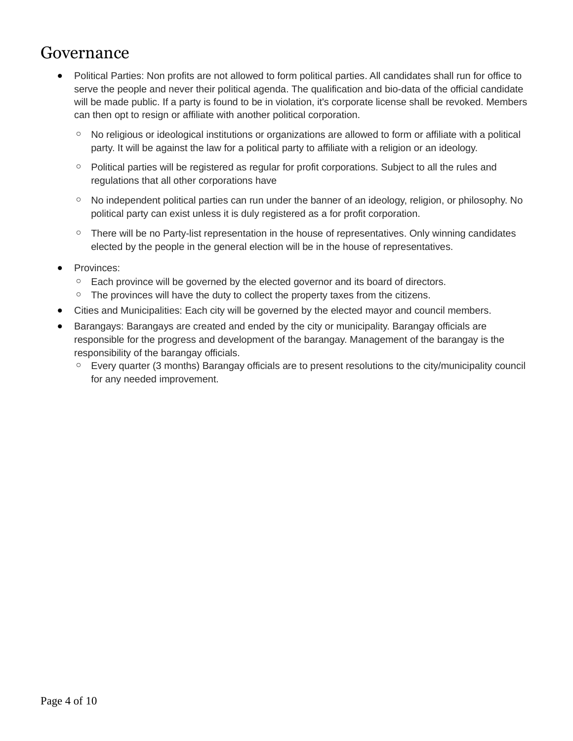# Governance

- Political Parties: Non profits are not allowed to form political parties. All candidates shall run for office to serve the people and never their political agenda. The qualification and bio-data of the official candidate will be made public. If a party is found to be in violation, it's corporate license shall be revoked. Members can then opt to resign or affiliate with another political corporation.
    - No religious or ideological institutions or organizations are allowed to form or affiliate with a political party. It will be against the law for a political party to affiliate with a religion or an ideology.
    - Political parties will be registered as regular for profit corporations. Subject to all the rules and regulations that all other corporations have
    - No independent political parties can run under the banner of an ideology, religion, or philosophy. No political party can exist unless it is duly registered as a for profit corporation.
    - There will be no Party-list representation in the house of representatives. Only winning candidates elected by the people in the general election will be in the house of representatives.
- Provinces:
    - Each province will be governed by the elected governor and its board of directors.
    - The provinces will have the duty to collect the property taxes from the citizens.
- Cities and Municipalities: Each city will be governed by the elected mayor and council members.
- Barangays: Barangays are created and ended by the city or municipality. Barangay officials are responsible for the progress and development of the barangay. Management of the barangay is the responsibility of the barangay officials.
    - Every quarter (3 months) Barangay officials are to present resolutions to the city/municipality council for any needed improvement.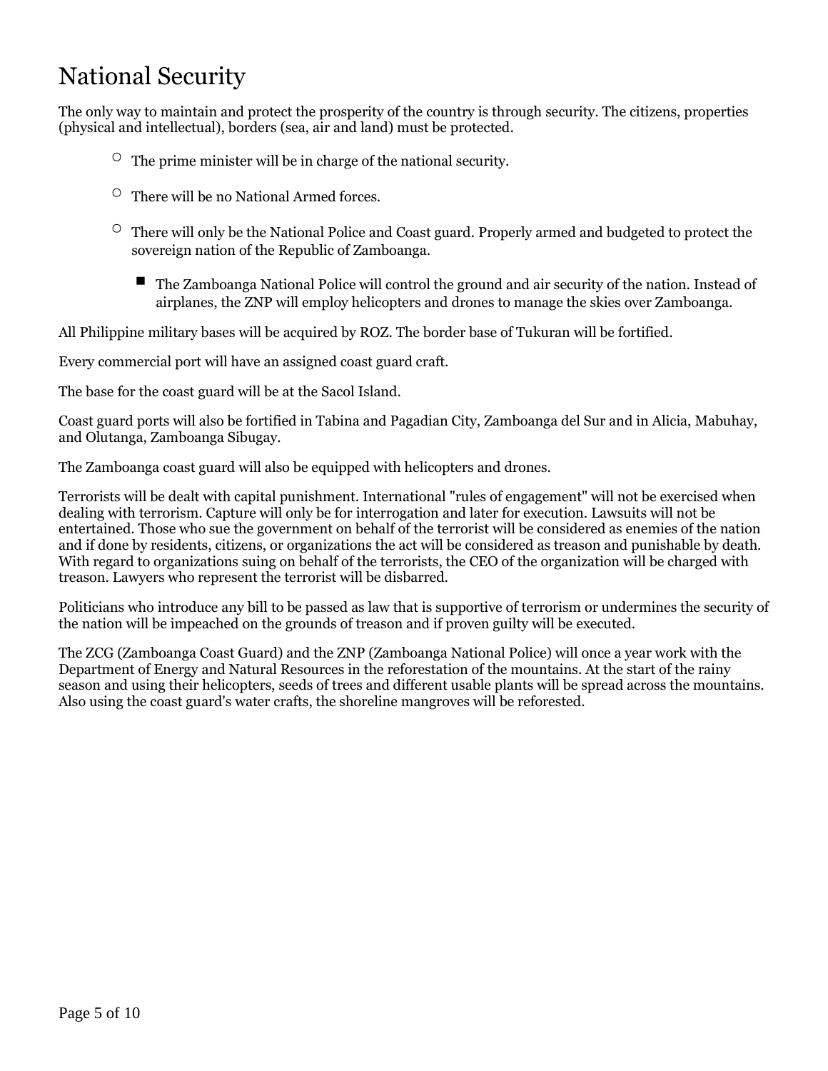# National Security

The only way to maintain and protect the prosperity of the country is through security. The citizens, properties (physical and intellectual), borders (sea, air and land) must be protected.

- The prime minister will be in charge of the national security.
- There will be no National Armed forces.
- There will only be the National Police and Coast guard. Properly armed and budgeted to protect the sovereign nation of the Republic of Zamboanga.
  - The Zamboanga National Police will control the ground and air security of the nation. Instead of airplanes, the ZNP will employ helicopters and drones to manage the skies over Zamboanga.

All Philippine military bases will be acquired by ROZ. The border base of Tukuran will be fortified.

Every commercial port will have an assigned coast guard craft.

The base for the coast guard will be at the Sacol Island.

Coast guard ports will also be fortified in Tabina and Pagadian City, Zamboanga del Sur and in Alicia, Mabuhay, and Olutanga, Zamboanga Sibugay.

The Zamboanga coast guard will also be equipped with helicopters and drones.

Terrorists will be dealt with capital punishment. International "rules of engagement" will not be exercised when dealing with terrorism. Capture will only be for interrogation and later for execution. Lawsuits will not be entertained. Those who sue the government on behalf of the terrorist will be considered as enemies of the nation and if done by residents, citizens, or organizations the act will be considered as treason and punishable by death. With regard to organizations suing on behalf of the terrorists, the CEO of the organization will be charged with treason. Lawyers who represent the terrorist will be disbarred.

Politicians who introduce any bill to be passed as law that is supportive of terrorism or undermines the security of the nation will be impeached on the grounds of treason and if proven guilty will be executed.

The ZCG (Zamboanga Coast Guard) and the ZNP (Zamboanga National Police) will once a year work with the Department of Energy and Natural Resources in the reforestation of the mountains. At the start of the rainy season and using their helicopters, seeds of trees and different usable plants will be spread across the mountains. Also using the coast guard's water crafts, the shoreline mangroves will be reforested.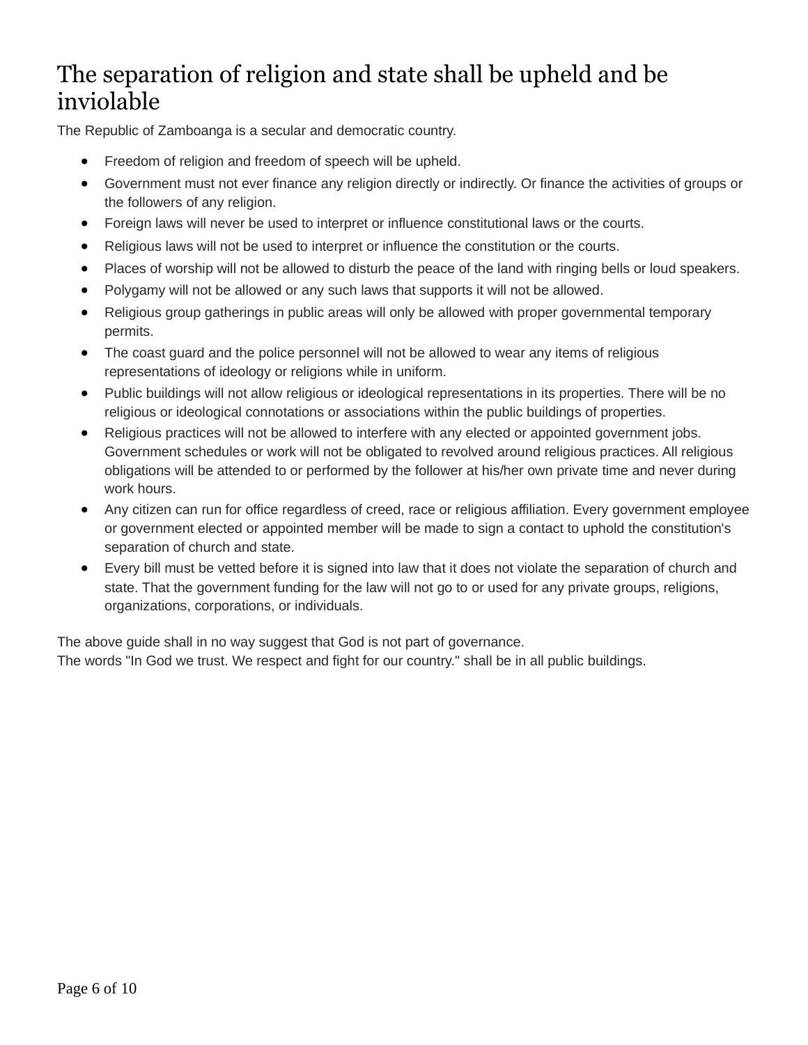# The separation of religion and state shall be upheld and be inviolable

The Republic of Zamboanga is a secular and democratic country.

- Freedom of religion and freedom of speech will be upheld.
- Government must not ever finance any religion directly or indirectly. Or finance the activities of groups or the followers of any religion.
- Foreign laws will never be used to interpret or influence constitutional laws or the courts.
- Religious laws will not be used to interpret or influence the constitution or the courts.
- Places of worship will not be allowed to disturb the peace of the land with ringing bells or loud speakers.
- Polygamy will not be allowed or any such laws that supports it will not be allowed.
- Religious group gatherings in public areas will only be allowed with proper governmental temporary permits.
- The coast guard and the police personnel will not be allowed to wear any items of religious representations of ideology or religions while in uniform.
- Public buildings will not allow religious or ideological representations in its properties. There will be no religious or ideological connotations or associations within the public buildings of properties.
- Religious practices will not be allowed to interfere with any elected or appointed government jobs. Government schedules or work will not be obligated to revolved around religious practices. All religious obligations will be attended to or performed by the follower at his/her own private time and never during work hours.
- Any citizen can run for office regardless of creed, race or religious affiliation. Every government employee or government elected or appointed member will be made to sign a contact to uphold the constitution's separation of church and state.
- Every bill must be vetted before it is signed into law that it does not violate the separation of church and state. That the government funding for the law will not go to or used for any private groups, religions, organizations, corporations, or individuals.

The above guide shall in no way suggest that God is not part of governance.
The words "In God we trust. We respect and fight for our country." shall be in all public buildings.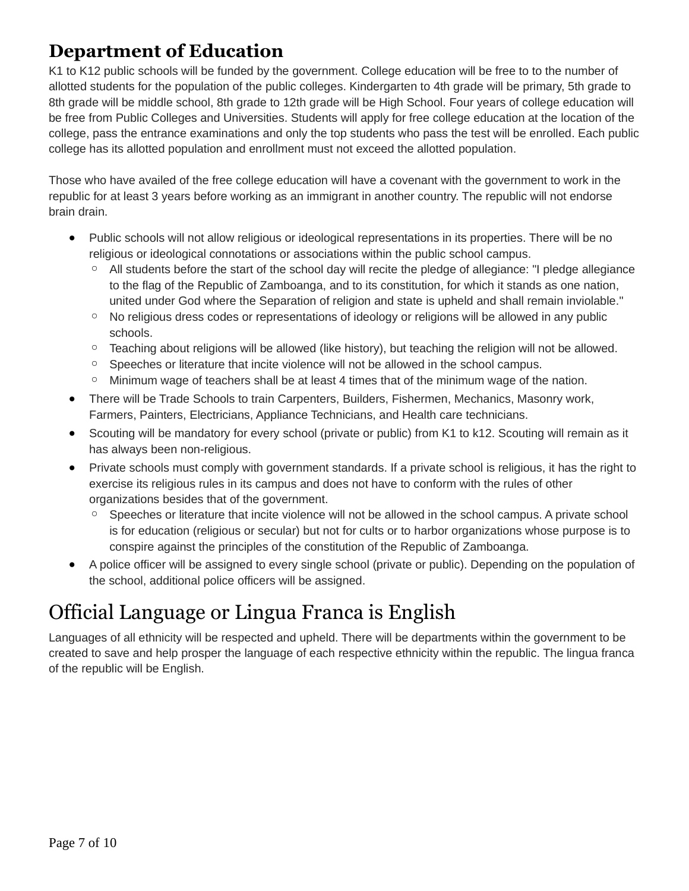## Department of Education

K1 to K12 public schools will be funded by the government. College education will be free to to the number of allotted students for the population of the public colleges. Kindergarten to 4th grade will be primary, 5th grade to 8th grade will be middle school, 8th grade to 12th grade will be High School. Four years of college education will be free from Public Colleges and Universities. Students will apply for free college education at the location of the college, pass the entrance examinations and only the top students who pass the test will be enrolled. Each public college has its allotted population and enrollment must not exceed the allotted population.

Those who have availed of the free college education will have a covenant with the government to work in the republic for at least 3 years before working as an immigrant in another country. The republic will not endorse brain drain.

- Public schools will not allow religious or ideological representations in its properties. There will be no religious or ideological connotations or associations within the public school campus.
  - All students before the start of the school day will recite the pledge of allegiance: "I pledge allegiance to the flag of the Republic of Zamboanga, and to its constitution, for which it stands as one nation, united under God where the Separation of religion and state is upheld and shall remain inviolable."
  - No religious dress codes or representations of ideology or religions will be allowed in any public schools.
  - Teaching about religions will be allowed (like history), but teaching the religion will not be allowed.
  - Speeches or literature that incite violence will not be allowed in the school campus.
  - Minimum wage of teachers shall be at least 4 times that of the minimum wage of the nation.
- There will be Trade Schools to train Carpenters, Builders, Fishermen, Mechanics, Masonry work, Farmers, Painters, Electricians, Appliance Technicians, and Health care technicians.
- Scouting will be mandatory for every school (private or public) from K1 to k12. Scouting will remain as it has always been non-religious.
- Private schools must comply with government standards. If a private school is religious, it has the right to exercise its religious rules in its campus and does not have to conform with the rules of other organizations besides that of the government.
  - Speeches or literature that incite violence will not be allowed in the school campus. A private school is for education (religious or secular) but not for cults or to harbor organizations whose purpose is to conspire against the principles of the constitution of the Republic of Zamboanga.
- A police officer will be assigned to every single school (private or public). Depending on the population of the school, additional police officers will be assigned.

# Official Language or Lingua Franca is English

Languages of all ethnicity will be respected and upheld. There will be departments within the government to be created to save and help prosper the language of each respective ethnicity within the republic. The lingua franca of the republic will be English.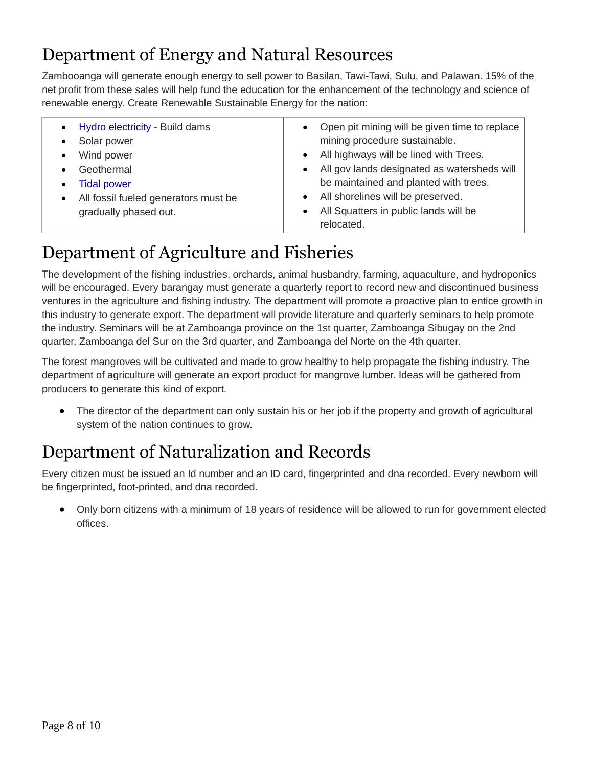# Department of Energy and Natural Resources

Zambooanga will generate enough energy to sell power to Basilan, Tawi-Tawi, Sulu, and Palawan. 15% of the net profit from these sales will help fund the education for the enhancement of the technology and science of renewable energy. Create Renewable Sustainable Energy for the nation:

| | |
|---|---|
| • Hydro electricity - Build dams<br>• Solar power<br>• Wind power<br>• Geothermal<br>• Tidal power<br>• All fossil fueled generators must be gradually phased out. | • Open pit mining will be given time to replace mining procedure sustainable.<br>• All highways will be lined with Trees.<br>• All gov lands designated as watersheds will be maintained and planted with trees.<br>• All shorelines will be preserved.<br>• All Squatters in public lands will be relocated. |

# Department of Agriculture and Fisheries

The development of the fishing industries, orchards, animal husbandry, farming, aquaculture, and hydroponics will be encouraged. Every barangay must generate a quarterly report to record new and discontinued business ventures in the agriculture and fishing industry. The department will promote a proactive plan to entice growth in this industry to generate export. The department will provide literature and quarterly seminars to help promote the industry. Seminars will be at Zamboanga province on the 1st quarter, Zamboanga Sibugay on the 2nd quarter, Zamboanga del Sur on the 3rd quarter, and Zamboanga del Norte on the 4th quarter.

The forest mangroves will be cultivated and made to grow healthy to help propagate the fishing industry. The department of agriculture will generate an export product for mangrove lumber. Ideas will be gathered from producers to generate this kind of export.

- The director of the department can only sustain his or her job if the property and growth of agricultural system of the nation continues to grow.

# Department of Naturalization and Records

Every citizen must be issued an Id number and an ID card, fingerprinted and dna recorded. Every newborn will be fingerprinted, foot-printed, and dna recorded.

- Only born citizens with a minimum of 18 years of residence will be allowed to run for government elected offices.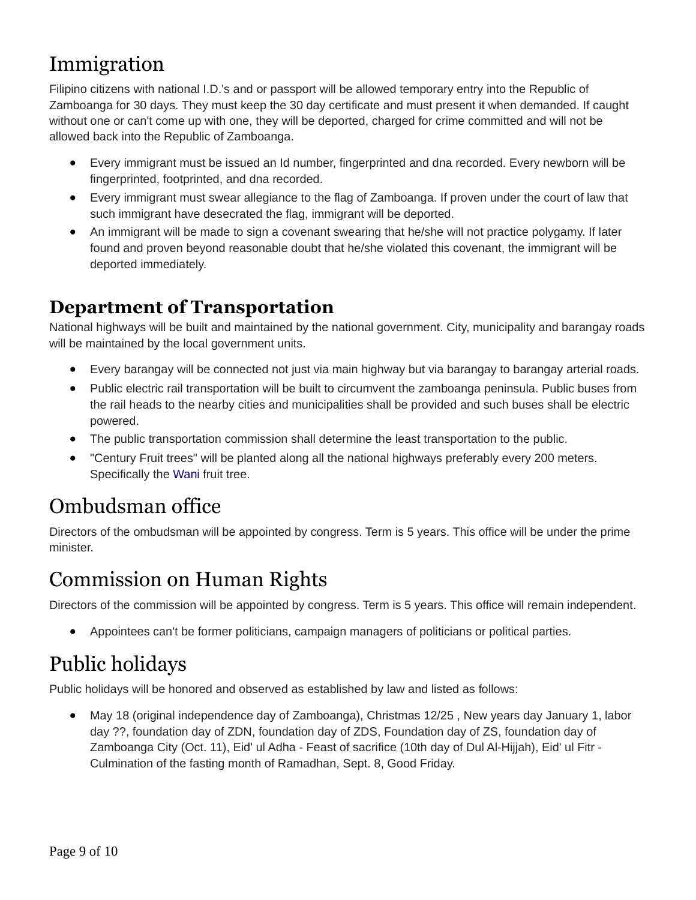# Immigration

Filipino citizens with national I.D.'s and or passport will be allowed temporary entry into the Republic of Zamboanga for 30 days. They must keep the 30 day certificate and must present it when demanded. If caught without one or can't come up with one, they will be deported, charged for crime committed and will not be allowed back into the Republic of Zamboanga.

- Every immigrant must be issued an Id number, fingerprinted and dna recorded. Every newborn will be fingerprinted, footprinted, and dna recorded.
- Every immigrant must swear allegiance to the flag of Zamboanga. If proven under the court of law that such immigrant have desecrated the flag, immigrant will be deported.
- An immigrant will be made to sign a covenant swearing that he/she will not practice polygamy. If later found and proven beyond reasonable doubt that he/she violated this covenant, the immigrant will be deported immediately.

## Department of Transportation

National highways will be built and maintained by the national government. City, municipality and barangay roads will be maintained by the local government units.

- Every barangay will be connected not just via main highway but via barangay to barangay arterial roads.
- Public electric rail transportation will be built to circumvent the zamboanga peninsula. Public buses from the rail heads to the nearby cities and municipalities shall be provided and such buses shall be electric powered.
- The public transportation commission shall determine the least transportation to the public.
- "Century Fruit trees" will be planted along all the national highways preferably every 200 meters. Specifically the Wani fruit tree.

# Ombudsman office

Directors of the ombudsman will be appointed by congress. Term is 5 years. This office will be under the prime minister.

# Commission on Human Rights

Directors of the commission will be appointed by congress. Term is 5 years. This office will remain independent.

- Appointees can't be former politicians, campaign managers of politicians or political parties.

# Public holidays

Public holidays will be honored and observed as established by law and listed as follows:

- May 18 (original independence day of Zamboanga), Christmas 12/25 , New years day January 1, labor day ??, foundation day of ZDN, foundation day of ZDS, Foundation day of ZS, foundation day of Zamboanga City (Oct. 11), Eid' ul Adha - Feast of sacrifice (10th day of Dul Al-Hijjah), Eid' ul Fitr - Culmination of the fasting month of Ramadhan, Sept. 8, Good Friday.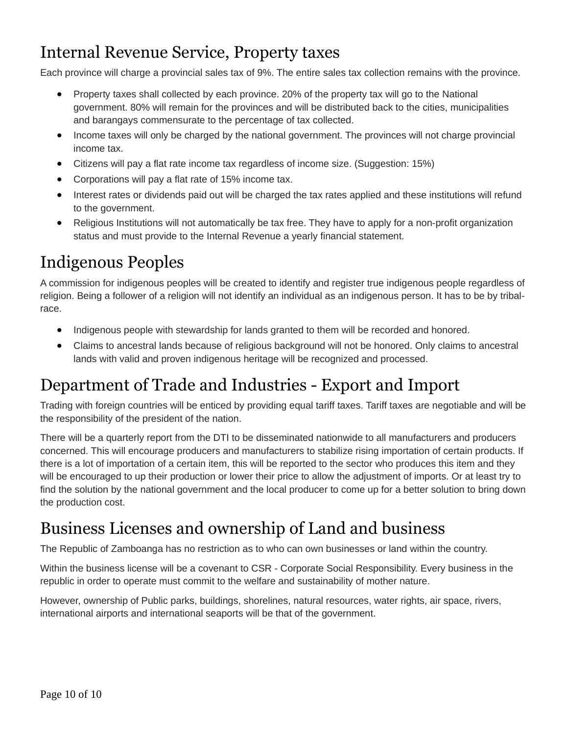## Internal Revenue Service, Property taxes

Each province will charge a provincial sales tax of 9%. The entire sales tax collection remains with the province.

- Property taxes shall collected by each province. 20% of the property tax will go to the National government. 80% will remain for the provinces and will be distributed back to the cities, municipalities and barangays commensurate to the percentage of tax collected.
- Income taxes will only be charged by the national government. The provinces will not charge provincial income tax.
- Citizens will pay a flat rate income tax regardless of income size. (Suggestion: 15%)
- Corporations will pay a flat rate of 15% income tax.
- Interest rates or dividends paid out will be charged the tax rates applied and these institutions will refund to the government.
- Religious Institutions will not automatically be tax free. They have to apply for a non-profit organization status and must provide to the Internal Revenue a yearly financial statement.

## Indigenous Peoples

A commission for indigenous peoples will be created to identify and register true indigenous people regardless of religion. Being a follower of a religion will not identify an individual as an indigenous person. It has to be by tribal-race.

- Indigenous people with stewardship for lands granted to them will be recorded and honored.
- Claims to ancestral lands because of religious background will not be honored. Only claims to ancestral lands with valid and proven indigenous heritage will be recognized and processed.

## Department of Trade and Industries - Export and Import

Trading with foreign countries will be enticed by providing equal tariff taxes. Tariff taxes are negotiable and will be the responsibility of the president of the nation.

There will be a quarterly report from the DTI to be disseminated nationwide to all manufacturers and producers concerned. This will encourage producers and manufacturers to stabilize rising importation of certain products. If there is a lot of importation of a certain item, this will be reported to the sector who produces this item and they will be encouraged to up their production or lower their price to allow the adjustment of imports. Or at least try to find the solution by the national government and the local producer to come up for a better solution to bring down the production cost.

## Business Licenses and ownership of Land and business

The Republic of Zamboanga has no restriction as to who can own businesses or land within the country.

Within the business license will be a covenant to CSR - Corporate Social Responsibility. Every business in the republic in order to operate must commit to the welfare and sustainability of mother nature.

However, ownership of Public parks, buildings, shorelines, natural resources, water rights, air space, rivers, international airports and international seaports will be that of the government.